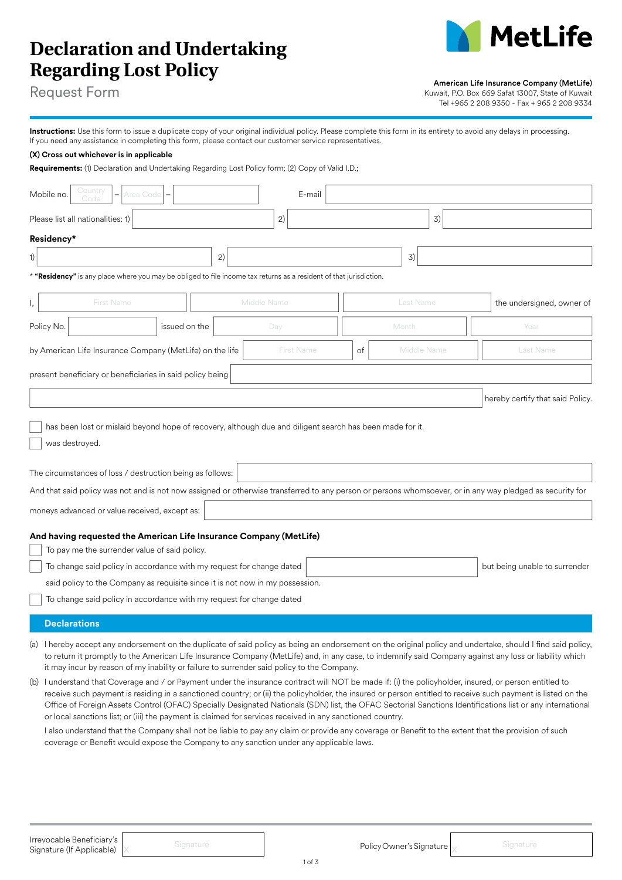# Declaration and Undertaking Regarding Lost Policy

Request Form

**MetLife**

**American Life Insurance Company (MetLife)**
Kuwait, P.O. Box 669 Safat 13007, State of Kuwait
Tel +965 2 208 9350 - Fax + 965 2 208 9334

**Instructions:** Use this form to issue a duplicate copy of your original individual policy. Please complete this form in its entirety to avoid any delays in processing. If you need any assistance in completing this form, please contact our customer service representatives.

**(X) Cross out whichever is in applicable**

**Requirements:** (1) Declaration and Undertaking Regarding Lost Policy form; (2) Copy of Valid I.D.;

Mobile no. [Country Code] – [Area Code] – [ ] E-mail [ ]

Please list all nationalities: 1) [ ] 2) [ ] 3) [ ]

**Residency***

1) [ ] 2) [ ] 3) [ ]

* **"Residency"** is any place where you may be obliged to file income tax returns as a resident of that jurisdiction.

I, [First Name] [Middle Name] [Last Name] the undersigned, owner of

Policy No. [ ] issued on the [Day] [Month] [Year]

by American Life Insurance Company (MetLife) on the life [First Name] of [Middle Name] [Last Name]

present beneficiary or beneficiaries in said policy being [ ]

[ ] hereby certify that said Policy.

☐ has been lost or mislaid beyond hope of recovery, although due and diligent search has been made for it.

☐ was destroyed.

The circumstances of loss / destruction being as follows: [ ]

And that said policy was not and is not now assigned or otherwise transferred to any person or persons whomsoever, or in any way pledged as security for moneys advanced or value received, except as: [ ]

**And having requested the American Life Insurance Company (MetLife)**

☐ To pay me the surrender value of said policy.

☐ To change said policy in accordance with my request for change dated [ ] but being unable to surrender said policy to the Company as requisite since it is not now in my possession.

☐ To change said policy in accordance with my request for change dated

## Declarations

(a) I hereby accept any endorsement on the duplicate of said policy as being an endorsement on the original policy and undertake, should I find said policy, to return it promptly to the American Life Insurance Company (MetLife) and, in any case, to indemnify said Company against any loss or liability which it may incur by reason of my inability or failure to surrender said policy to the Company.

(b) I understand that Coverage and / or Payment under the insurance contract will NOT be made if: (i) the policyholder, insured, or person entitled to receive such payment is residing in a sanctioned country; or (ii) the policyholder, the insured or person entitled to receive such payment is listed on the Office of Foreign Assets Control (OFAC) Specially Designated Nationals (SDN) list, the OFAC Sectorial Sanctions Identifications list or any international or local sanctions list; or (iii) the payment is claimed for services received in any sanctioned country.

I also understand that the Company shall not be liable to pay any claim or provide any coverage or Benefit to the extent that the provision of such coverage or Benefit would expose the Company to any sanction under any applicable laws.

Irrevocable Beneficiary's Signature (If Applicable) [X Signature]

Policy Owner's Signature [X Signature]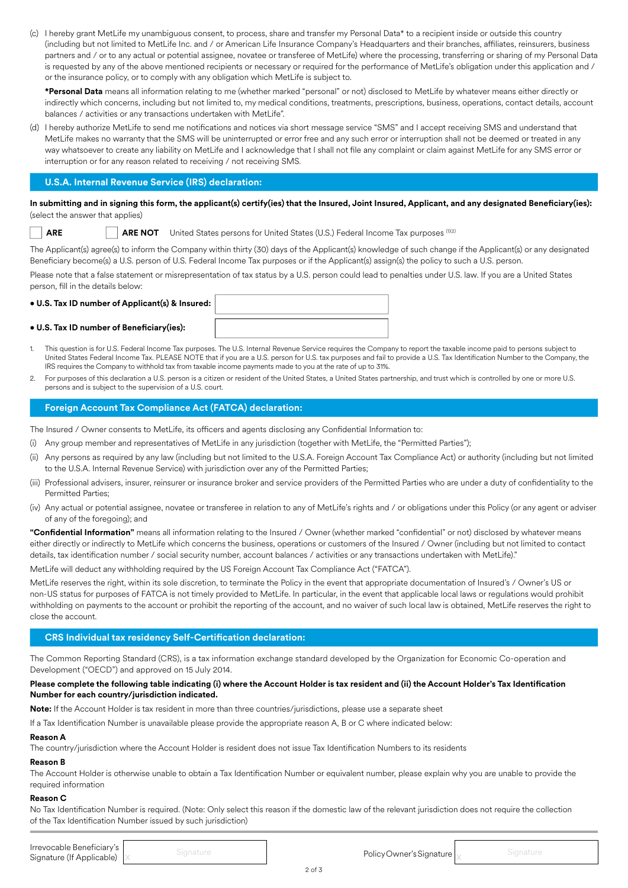(c) I hereby grant MetLife my unambiguous consent, to process, share and transfer my Personal Data* to a recipient inside or outside this country (including but not limited to MetLife Inc. and / or American Life Insurance Company's Headquarters and their branches, affiliates, reinsurers, business partners and / or to any actual or potential assignee, novatee or transferee of MetLife) where the processing, transferring or sharing of my Personal Data is requested by any of the above mentioned recipients or necessary or required for the performance of MetLife's obligation under this application and / or the insurance policy, or to comply with any obligation which MetLife is subject to.

**\*Personal Data** means all information relating to me (whether marked "personal" or not) disclosed to MetLife by whatever means either directly or indirectly which concerns, including but not limited to, my medical conditions, treatments, prescriptions, business, operations, contact details, account balances / activities or any transactions undertaken with MetLife".

(d) I hereby authorize MetLife to send me notifications and notices via short message service "SMS" and I accept receiving SMS and understand that MetLife makes no warranty that the SMS will be uninterrupted or error free and any such error or interruption shall not be deemed or treated in any way whatsoever to create any liability on MetLife and I acknowledge that I shall not file any complaint or claim against MetLife for any SMS error or interruption or for any reason related to receiving / not receiving SMS.

## U.S.A. Internal Revenue Service (IRS) declaration:

**In submitting and in signing this form, the applicant(s) certify(ies) that the Insured, Joint Insured, Applicant, and any designated Beneficiary(ies):** (select the answer that applies)

☐ **ARE** ☐ **ARE NOT** United States persons for United States (U.S.) Federal Income Tax purposes [(1)(2)]

The Applicant(s) agree(s) to inform the Company within thirty (30) days of the Applicant(s) knowledge of such change if the Applicant(s) or any designated Beneficiary become(s) a U.S. person of U.S. Federal Income Tax purposes or if the Applicant(s) assign(s) the policy to such a U.S. person.

Please note that a false statement or misrepresentation of tax status by a U.S. person could lead to penalties under U.S. law. If you are a United States person, fill in the details below:

- **U.S. Tax ID number of Applicant(s) & Insured:** ______________________
- **U.S. Tax ID number of Beneficiary(ies):** ______________________

1. This question is for U.S. Federal Income Tax purposes. The U.S. Internal Revenue Service requires the Company to report the taxable income paid to persons subject to United States Federal Income Tax. PLEASE NOTE that if you are a U.S. person for U.S. tax purposes and fail to provide a U.S. Tax Identification Number to the Company, the IRS requires the Company to withhold tax from taxable income payments made to you at the rate of up to 31%.
2. For purposes of this declaration a U.S. person is a citizen or resident of the United States, a United States partnership, and trust which is controlled by one or more U.S. persons and is subject to the supervision of a U.S. court.

## Foreign Account Tax Compliance Act (FATCA) declaration:

The Insured / Owner consents to MetLife, its officers and agents disclosing any Confidential Information to:

(i) Any group member and representatives of MetLife in any jurisdiction (together with MetLife, the "Permitted Parties");

(ii) Any persons as required by any law (including but not limited to the U.S.A. Foreign Account Tax Compliance Act) or authority (including but not limited to the U.S.A. Internal Revenue Service) with jurisdiction over any of the Permitted Parties;

(iii) Professional advisers, insurer, reinsurer or insurance broker and service providers of the Permitted Parties who are under a duty of confidentiality to the Permitted Parties;

(iv) Any actual or potential assignee, novatee or transferee in relation to any of MetLife's rights and / or obligations under this Policy (or any agent or adviser of any of the foregoing); and

**"Confidential Information"** means all information relating to the Insured / Owner (whether marked "confidential" or not) disclosed by whatever means either directly or indirectly to MetLife which concerns the business, operations or customers of the Insured / Owner (including but not limited to contact details, tax identification number / social security number, account balances / activities or any transactions undertaken with MetLife)."

MetLife will deduct any withholding required by the US Foreign Account Tax Compliance Act ("FATCA").

MetLife reserves the right, within its sole discretion, to terminate the Policy in the event that appropriate documentation of Insured's / Owner's US or non-US status for purposes of FATCA is not timely provided to MetLife. In particular, in the event that applicable local laws or regulations would prohibit withholding on payments to the account or prohibit the reporting of the account, and no waiver of such local law is obtained, MetLife reserves the right to close the account.

## CRS Individual tax residency Self-Certification declaration:

The Common Reporting Standard (CRS), is a tax information exchange standard developed by the Organization for Economic Co-operation and Development ("OECD") and approved on 15 July 2014.

**Please complete the following table indicating (i) where the Account Holder is tax resident and (ii) the Account Holder's Tax Identification Number for each country/jurisdiction indicated.**

**Note:** If the Account Holder is tax resident in more than three countries/jurisdictions, please use a separate sheet

If a Tax Identification Number is unavailable please provide the appropriate reason A, B or C where indicated below:

**Reason A**
The country/jurisdiction where the Account Holder is resident does not issue Tax Identification Numbers to its residents

**Reason B**
The Account Holder is otherwise unable to obtain a Tax Identification Number or equivalent number, please explain why you are unable to provide the required information

**Reason C**
No Tax Identification Number is required. (Note: Only select this reason if the domestic law of the relevant jurisdiction does not require the collection of the Tax Identification Number issued by such jurisdiction)

Irrevocable Beneficiary's Signature (If Applicable): X ______________________ Signature

Policy Owner's Signature: X ______________________ Signature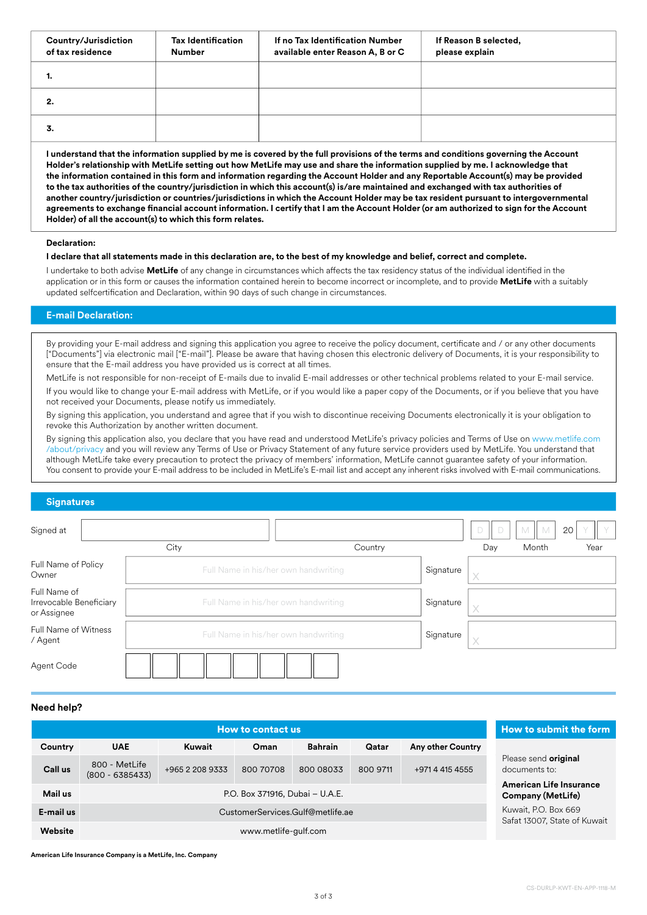| Country/Jurisdiction of tax residence | Tax Identification Number | If no Tax Identification Number available enter Reason A, B or C | If Reason B selected, please explain |
|---|---|---|---|
| 1. | | | |
| 2. | | | |
| 3. | | | |

**I understand that the information supplied by me is covered by the full provisions of the terms and conditions governing the Account Holder's relationship with MetLife setting out how MetLife may use and share the information supplied by me. I acknowledge that the information contained in this form and information regarding the Account Holder and any Reportable Account(s) may be provided to the tax authorities of the country/jurisdiction in which this account(s) is/are maintained and exchanged with tax authorities of another country/jurisdiction or countries/jurisdictions in which the Account Holder may be tax resident pursuant to intergovernmental agreements to exchange financial account information. I certify that I am the Account Holder (or am authorized to sign for the Account Holder) of all the account(s) to which this form relates.**

**Declaration:**

**I declare that all statements made in this declaration are, to the best of my knowledge and belief, correct and complete.**

I undertake to both advise **MetLife** of any change in circumstances which affects the tax residency status of the individual identified in the application or in this form or causes the information contained herein to become incorrect or incomplete, and to provide **MetLife** with a suitably updated selfcertification and Declaration, within 90 days of such change in circumstances.

## E-mail Declaration:

By providing your E-mail address and signing this application you agree to receive the policy document, certificate and / or any other documents ["Documents"] via electronic mail ["E-mail"]. Please be aware that having chosen this electronic delivery of Documents, it is your responsibility to ensure that the E-mail address you have provided us is correct at all times.

MetLife is not responsible for non-receipt of E-mails due to invalid E-mail addresses or other technical problems related to your E-mail service.

If you would like to change your E-mail address with MetLife, or if you would like a paper copy of the Documents, or if you believe that you have not received your Documents, please notify us immediately.

By signing this application, you understand and agree that if you wish to discontinue receiving Documents electronically it is your obligation to revoke this Authorization by another written document.

By signing this application also, you declare that you have read and understood MetLife's privacy policies and Terms of Use on www.metlife.com/about/privacy and you will review any Terms of Use or Privacy Statement of any future service providers used by MetLife. You understand that although MetLife take every precaution to protect the privacy of members' information, MetLife cannot guarantee safety of your information. You consent to provide your E-mail address to be included in MetLife's E-mail list and accept any inherent risks involved with E-mail communications.

## Signatures

Signed at ______________ (City) ______________ (Country) D D (Day) M M (Month) 20 Y Y (Year)

| | | | |
|---|---|---|---|
| Full Name of Policy Owner | Full Name in his/her own handwriting | Signature | X |
| Full Name of Irrevocable Beneficiary or Assignee | Full Name in his/her own handwriting | Signature | X |
| Full Name of Witness / Agent | Full Name in his/her own handwriting | Signature | X |
| Agent Code | | | |

## Need help?

**How to contact us**

| Country | UAE | Kuwait | Oman | Bahrain | Qatar | Any other Country |
|---|---|---|---|---|---|---|
| **Call us** | 800 - MetLife (800 - 6385433) | +965 2 208 9333 | 800 70708 | 800 08033 | 800 9711 | +971 4 415 4555 |
| **Mail us** | P.O. Box 371916, Dubai – U.A.E. | | | | | |
| **E-mail us** | CustomerServices.Gulf@metlife.ae | | | | | |
| **Website** | www.metlife-gulf.com | | | | | |

**How to submit the form**

Please send **original** documents to:

**American Life Insurance Company (MetLife)**

Kuwait, P.O. Box 669
Safat 13007, State of Kuwait

**American Life Insurance Company is a MetLife, Inc. Company**

CS-DURLP-KWT-EN-APP-1118-M